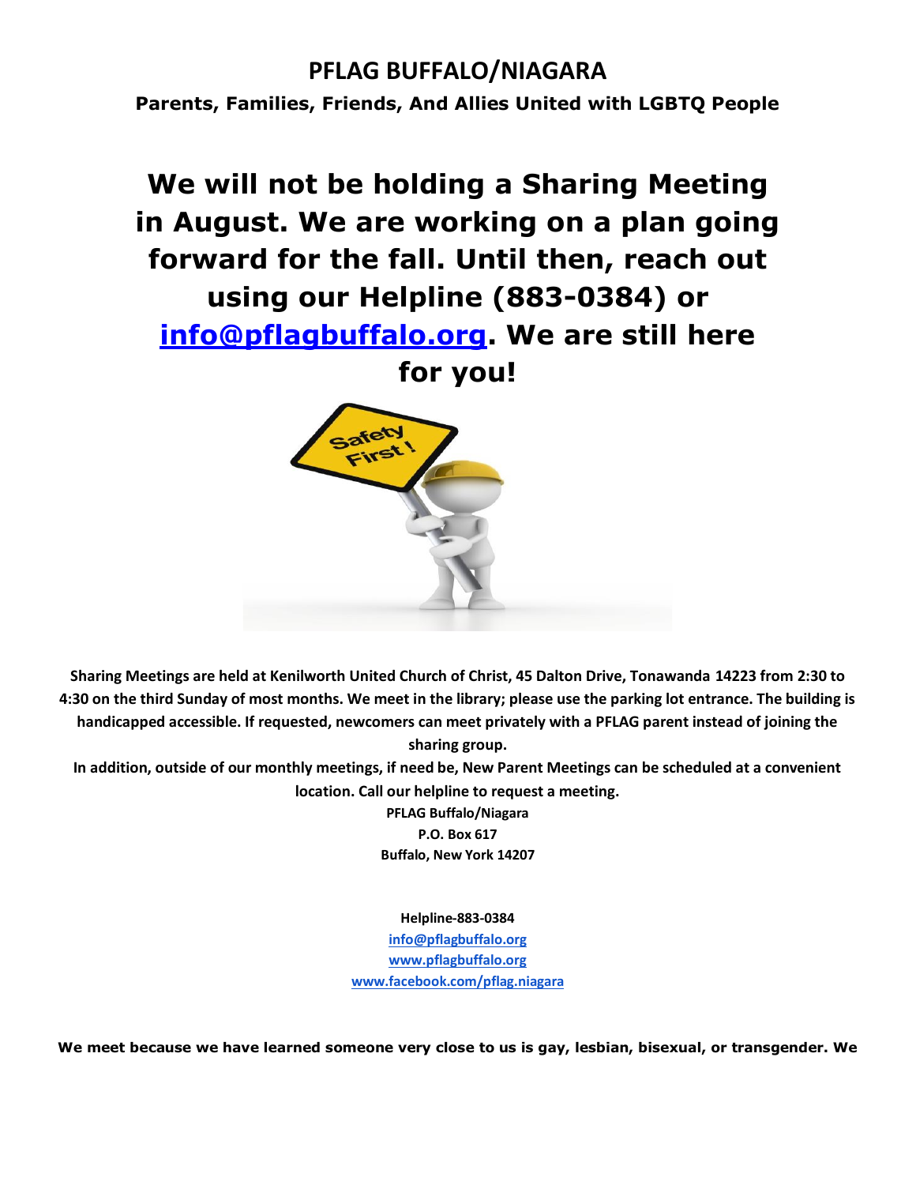# PFLAG BUFFALO/NIAGARA

**Parents, Families, Friends, And Allies United with LGBTQ People**

## We will not be holding a Sharing Meeting in August. We are working on a plan going forward for the fall. Until then, reach out using our Helpline (883-0384) or info@pflagbuffalo.org. We are still here for you!

**Sharing Meetings are held at Kenilworth United Church of Christ, 45 Dalton Drive, Tonawanda 14223 from 2:30 to 4:30 on the third Sunday of most months. We meet in the library; please use the parking lot entrance. The building is handicapped accessible. If requested, newcomers can meet privately with a PFLAG parent instead of joining the sharing group.**

**In addition, outside of our monthly meetings, if need be, New Parent Meetings can be scheduled at a convenient location. Call our helpline to request a meeting.**

**PFLAG Buffalo/Niagara**
**P.O. Box 617**
**Buffalo, New York 14207**

**Helpline-883-0384**
info@pflagbuffalo.org
www.pflagbuffalo.org
www.facebook.com/pflag.niagara

**We meet because we have learned someone very close to us is gay, lesbian, bisexual, or transgender. We**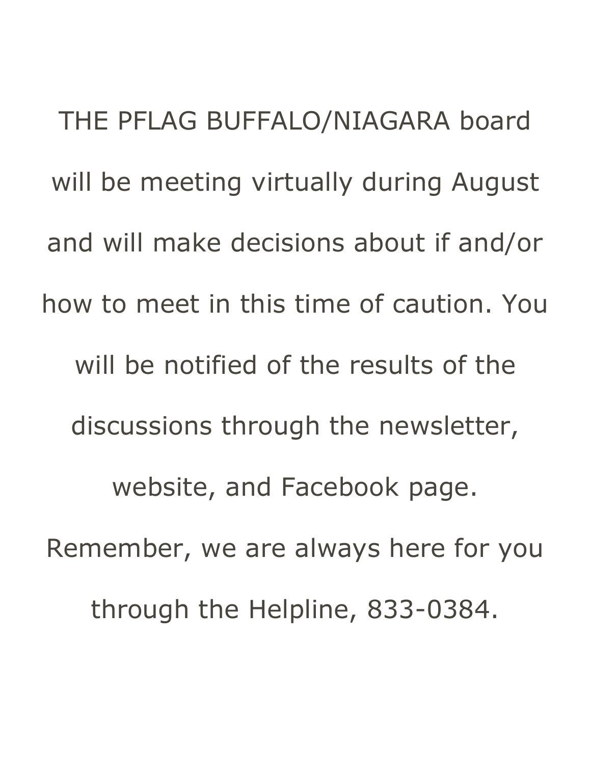THE PFLAG BUFFALO/NIAGARA board will be meeting virtually during August and will make decisions about if and/or how to meet in this time of caution. You will be notified of the results of the discussions through the newsletter, website, and Facebook page. Remember, we are always here for you through the Helpline, 833-0384.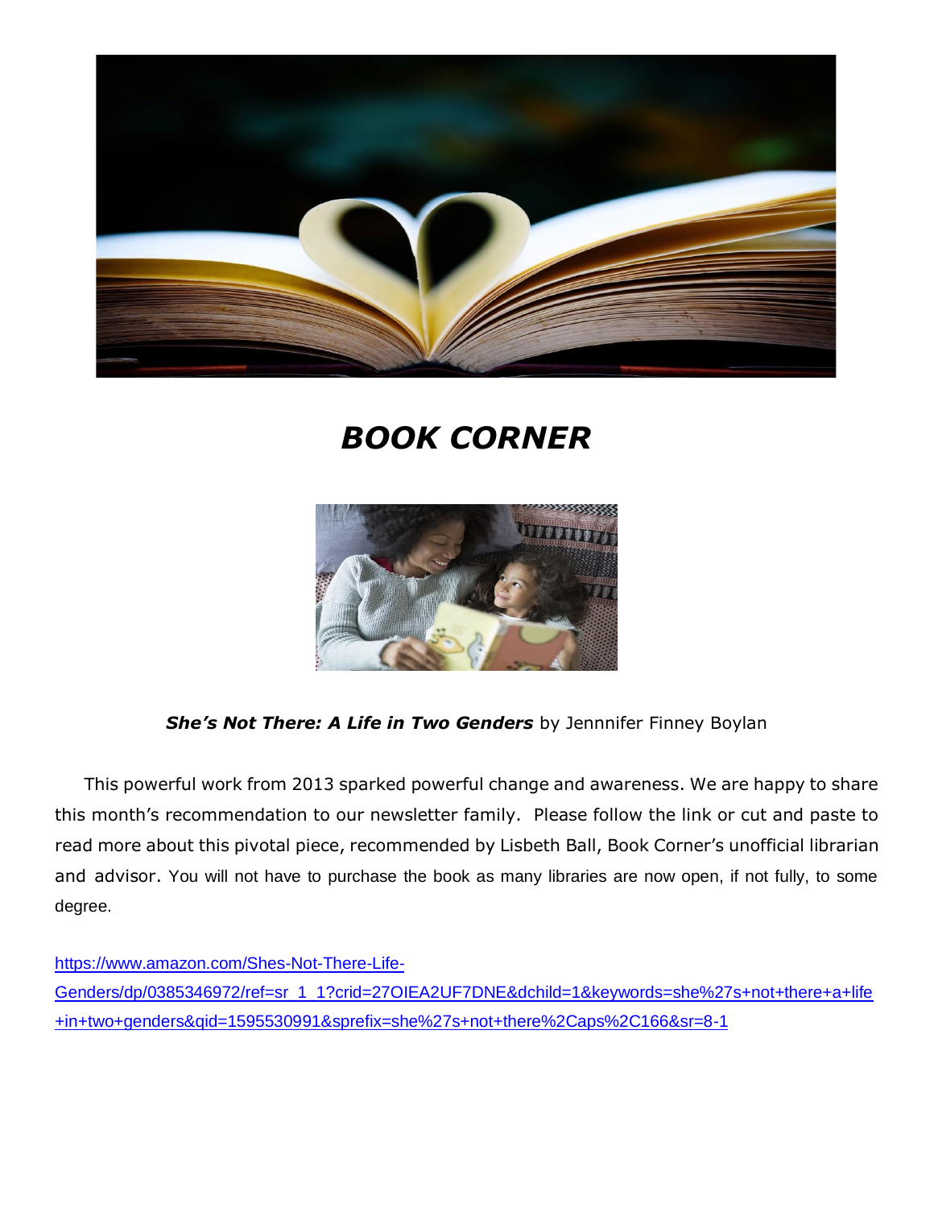# *BOOK CORNER*

***She's Not There: A Life in Two Genders*** by Jennnifer Finney Boylan

This powerful work from 2013 sparked powerful change and awareness. We are happy to share this month's recommendation to our newsletter family. Please follow the link or cut and paste to read more about this pivotal piece, recommended by Lisbeth Ball, Book Corner's unofficial librarian and advisor. You will not have to purchase the book as many libraries are now open, if not fully, to some degree.

https://www.amazon.com/Shes-Not-There-Life-Genders/dp/0385346972/ref=sr_1_1?crid=27OIEA2UF7DNE&dchild=1&keywords=she%27s+not+there+a+life+in+two+genders&qid=1595530991&sprefix=she%27s+not+there%2Caps%2C166&sr=8-1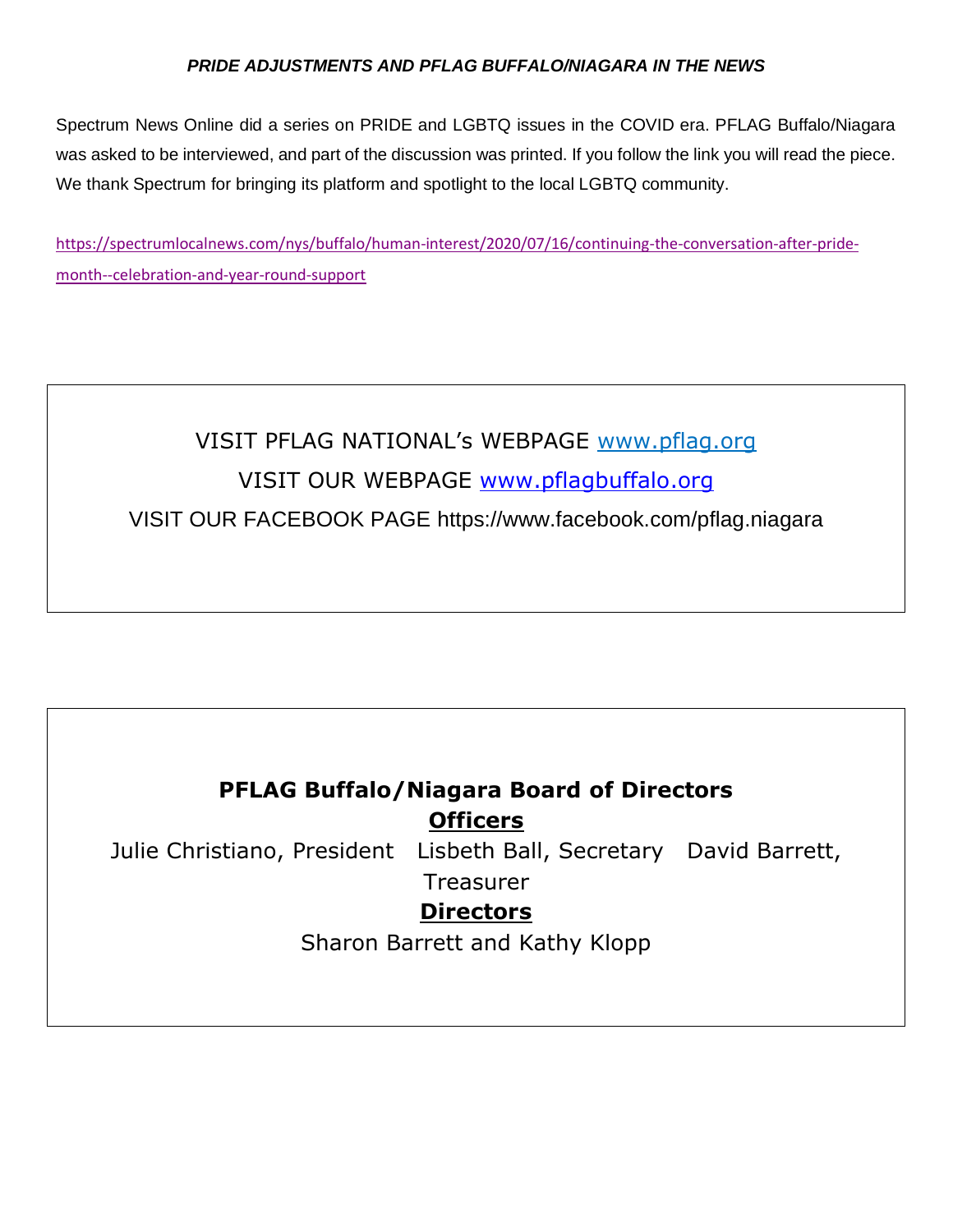***PRIDE ADJUSTMENTS AND PFLAG BUFFALO/NIAGARA IN THE NEWS***

Spectrum News Online did a series on PRIDE and LGBTQ issues in the COVID era. PFLAG Buffalo/Niagara was asked to be interviewed, and part of the discussion was printed. If you follow the link you will read the piece. We thank Spectrum for bringing its platform and spotlight to the local LGBTQ community.

https://spectrumlocalnews.com/nys/buffalo/human-interest/2020/07/16/continuing-the-conversation-after-pride-month--celebration-and-year-round-support

VISIT PFLAG NATIONAL's WEBPAGE www.pflag.org

VISIT OUR WEBPAGE www.pflagbuffalo.org

VISIT OUR FACEBOOK PAGE https://www.facebook.com/pflag.niagara

**PFLAG Buffalo/Niagara Board of Directors**

**Officers**

Julie Christiano, President   Lisbeth Ball, Secretary   David Barrett, Treasurer

**Directors**

Sharon Barrett and Kathy Klopp